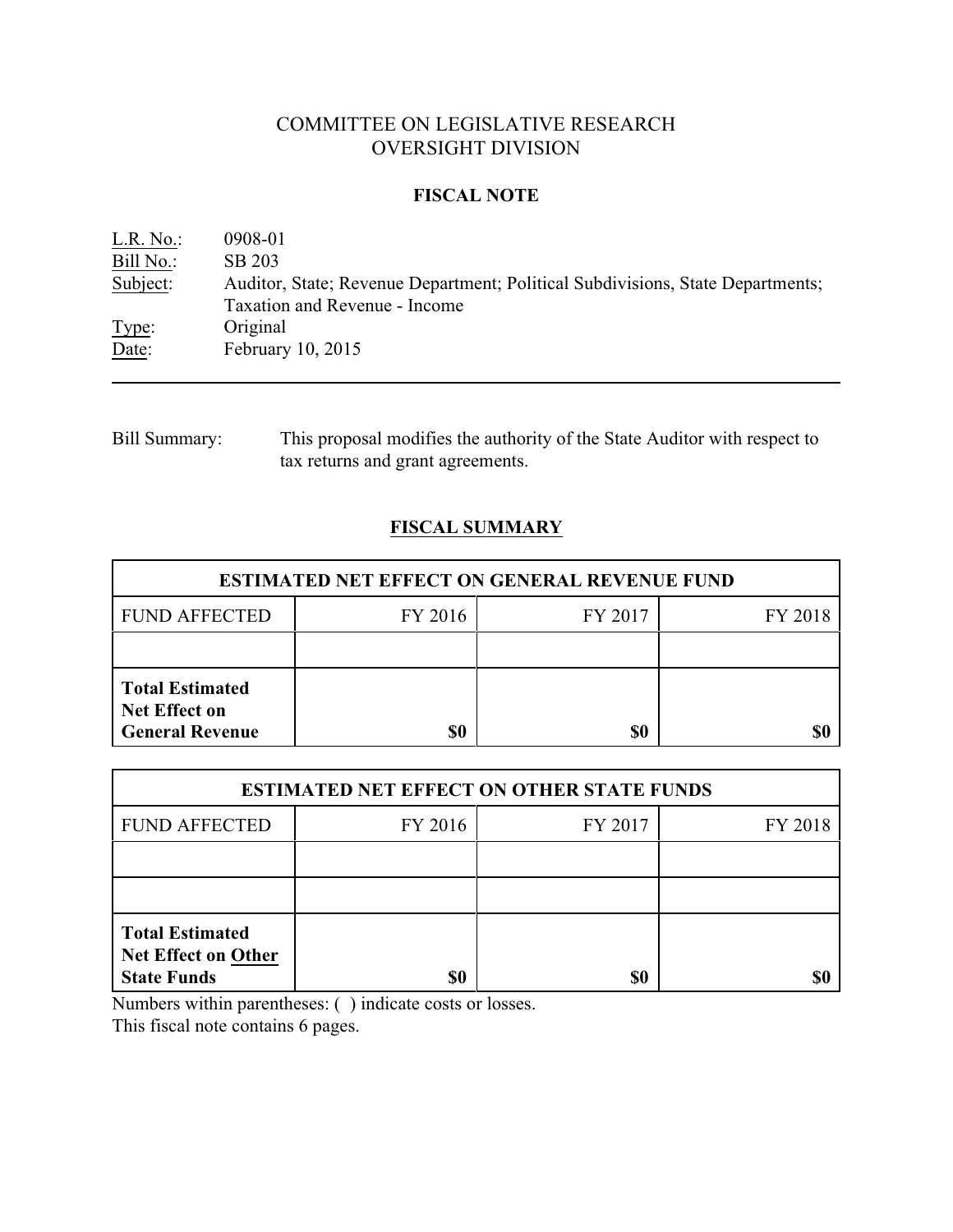# COMMITTEE ON LEGISLATIVE RESEARCH
# OVERSIGHT DIVISION

## FISCAL NOTE

L.R. No.: 0908-01
Bill No.: SB 203
Subject: Auditor, State; Revenue Department; Political Subdivisions, State Departments; Taxation and Revenue - Income
Type: Original
Date: February 10, 2015

---

Bill Summary: This proposal modifies the authority of the State Auditor with respect to tax returns and grant agreements.

## FISCAL SUMMARY

| ESTIMATED NET EFFECT ON GENERAL REVENUE FUND | | | |
|---|---|---|---|
| FUND AFFECTED | FY 2016 | FY 2017 | FY 2018 |
| | | | |
| **Total Estimated Net Effect on General Revenue** | **$0** | **$0** | **$0** |

| ESTIMATED NET EFFECT ON OTHER STATE FUNDS | | | |
|---|---|---|---|
| FUND AFFECTED | FY 2016 | FY 2017 | FY 2018 |
| | | | |
| | | | |
| **Total Estimated Net Effect on Other State Funds** | **$0** | **$0** | **$0** |

Numbers within parentheses: ( ) indicate costs or losses.
This fiscal note contains 6 pages.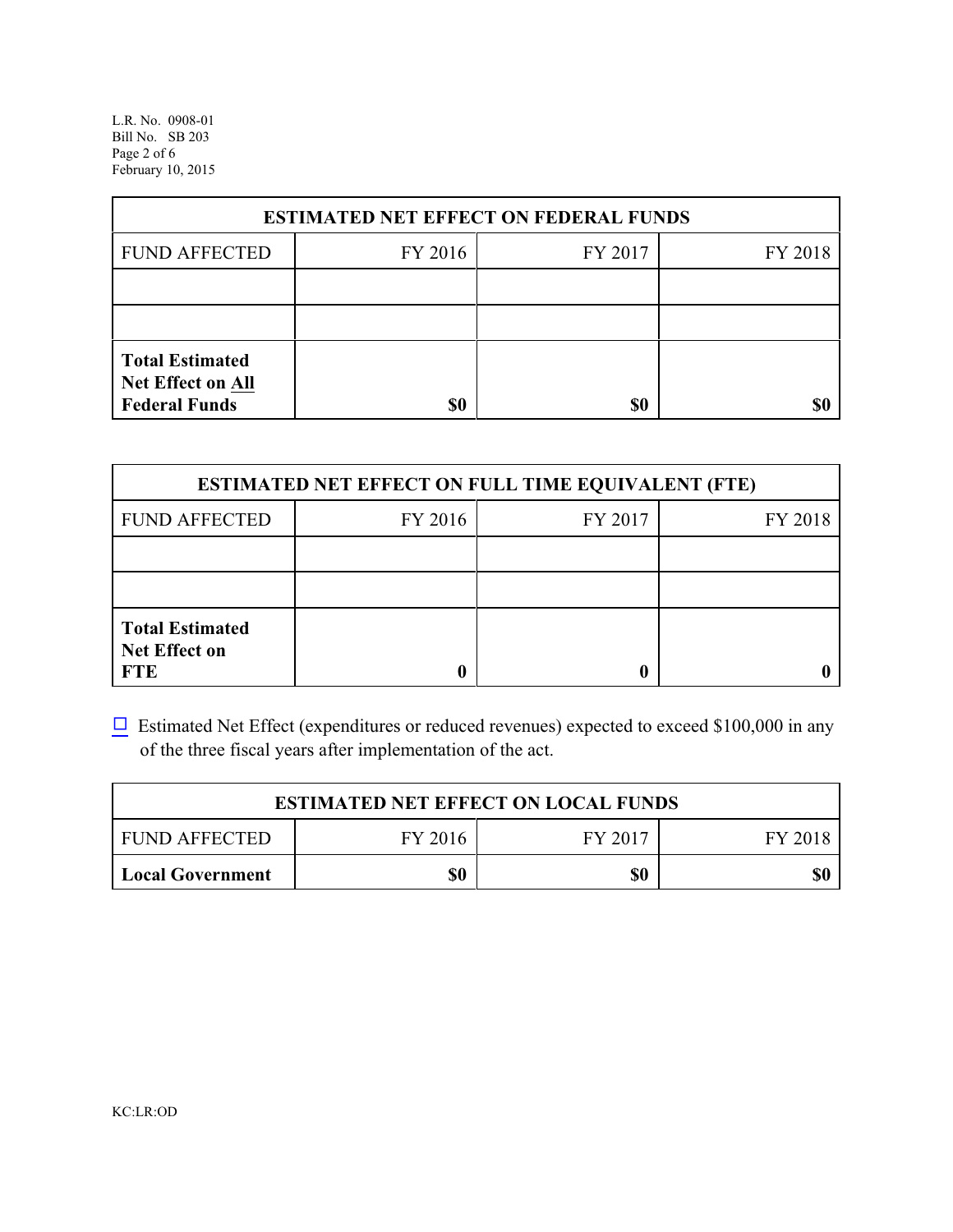| ESTIMATED NET EFFECT ON FEDERAL FUNDS | | | |
|---|---|---|---|
| FUND AFFECTED | FY 2016 | FY 2017 | FY 2018 |
| | | | |
| | | | |
| **Total Estimated Net Effect on All Federal Funds** | **$0** | **$0** | **$0** |

| ESTIMATED NET EFFECT ON FULL TIME EQUIVALENT (FTE) | | | |
|---|---|---|---|
| FUND AFFECTED | FY 2016 | FY 2017 | FY 2018 |
| | | | |
| | | | |
| **Total Estimated Net Effect on FTE** | **0** | **0** | **0** |

☐ Estimated Net Effect (expenditures or reduced revenues) expected to exceed $100,000 in any of the three fiscal years after implementation of the act.

| ESTIMATED NET EFFECT ON LOCAL FUNDS | | | |
|---|---|---|---|
| FUND AFFECTED | FY 2016 | FY 2017 | FY 2018 |
| **Local Government** | **$0** | **$0** | **$0** |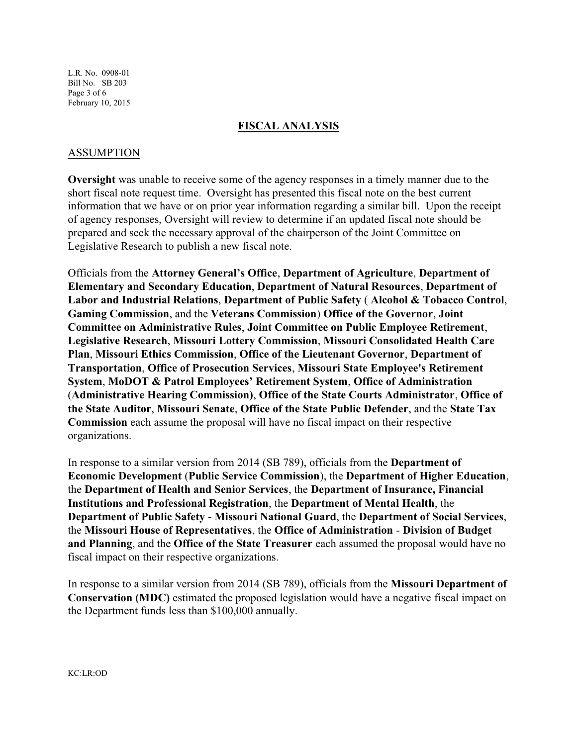## FISCAL ANALYSIS

### ASSUMPTION

**Oversight** was unable to receive some of the agency responses in a timely manner due to the short fiscal note request time. Oversight has presented this fiscal note on the best current information that we have or on prior year information regarding a similar bill. Upon the receipt of agency responses, Oversight will review to determine if an updated fiscal note should be prepared and seek the necessary approval of the chairperson of the Joint Committee on Legislative Research to publish a new fiscal note.

Officials from the **Attorney General's Office**, **Department of Agriculture**, **Department of Elementary and Secondary Education**, **Department of Natural Resources**, **Department of Labor and Industrial Relations**, **Department of Public Safety** ( **Alcohol & Tobacco Control**, **Gaming Commission**, and the **Veterans Commission**) **Office of the Governor**, **Joint Committee on Administrative Rules**, **Joint Committee on Public Employee Retirement**, **Legislative Research**, **Missouri Lottery Commission**, **Missouri Consolidated Health Care Plan**, **Missouri Ethics Commission**, **Office of the Lieutenant Governor**, **Department of Transportation**, **Office of Prosecution Services**, **Missouri State Employee's Retirement System**, **MoDOT & Patrol Employees' Retirement System**, **Office of Administration** (**Administrative Hearing Commission)**, **Office of the State Courts Administrator**, **Office of the State Auditor**, **Missouri Senate**, **Office of the State Public Defender**, and the **State Tax Commission** each assume the proposal will have no fiscal impact on their respective organizations.

In response to a similar version from 2014 (SB 789), officials from the **Department of Economic Development** (**Public Service Commission**), the **Department of Higher Education**, the **Department of Health and Senior Services**, the **Department of Insurance, Financial Institutions and Professional Registration**, the **Department of Mental Health**, the **Department of Public Safety** - **Missouri National Guard**, the **Department of Social Services**, the **Missouri House of Representatives**, the **Office of Administration** - **Division of Budget and Planning**, and the **Office of the State Treasurer** each assumed the proposal would have no fiscal impact on their respective organizations.

In response to a similar version from 2014 (SB 789), officials from the **Missouri Department of Conservation (MDC)** estimated the proposed legislation would have a negative fiscal impact on the Department funds less than $100,000 annually.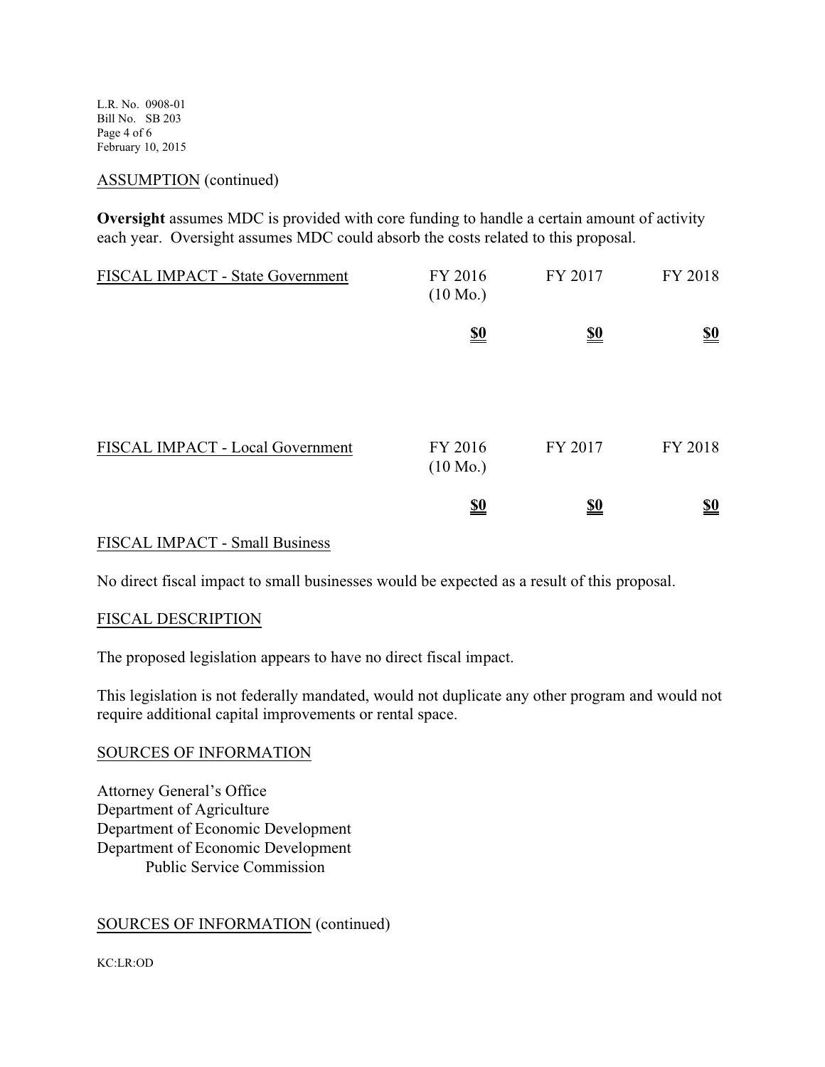ASSUMPTION (continued)

**Oversight** assumes MDC is provided with core funding to handle a certain amount of activity each year. Oversight assumes MDC could absorb the costs related to this proposal.

| FISCAL IMPACT - State Government | FY 2016 (10 Mo.) | FY 2017 | FY 2018 |
|---|---|---|---|
| | **$0** | **$0** | **$0** |

| FISCAL IMPACT - Local Government | FY 2016 (10 Mo.) | FY 2017 | FY 2018 |
|---|---|---|---|
| | **$0** | **$0** | **$0** |

FISCAL IMPACT - Small Business

No direct fiscal impact to small businesses would be expected as a result of this proposal.

FISCAL DESCRIPTION

The proposed legislation appears to have no direct fiscal impact.

This legislation is not federally mandated, would not duplicate any other program and would not require additional capital improvements or rental space.

SOURCES OF INFORMATION

Attorney General's Office
Department of Agriculture
Department of Economic Development
Department of Economic Development
    Public Service Commission

SOURCES OF INFORMATION (continued)

KC:LR:OD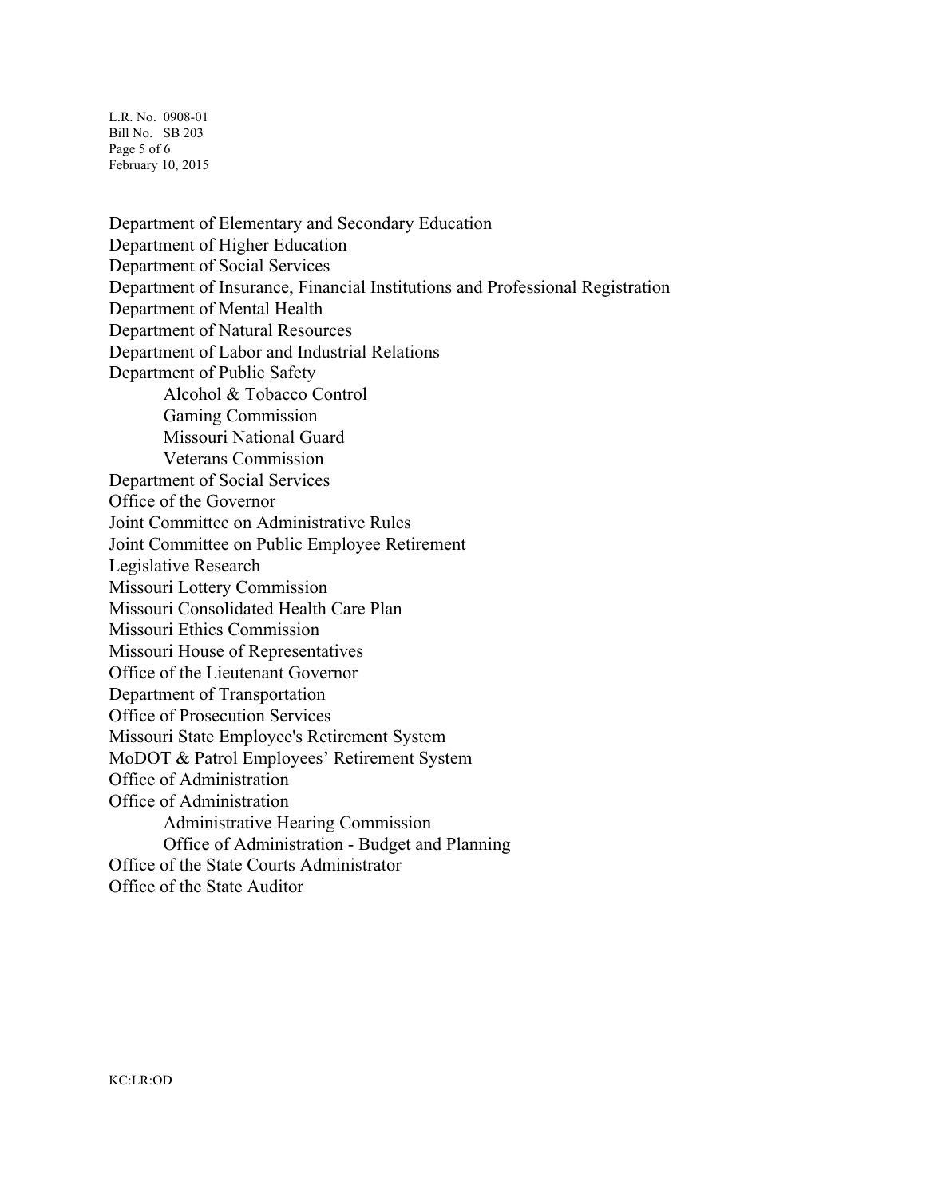Department of Elementary and Secondary Education
Department of Higher Education
Department of Social Services
Department of Insurance, Financial Institutions and Professional Registration
Department of Mental Health
Department of Natural Resources
Department of Labor and Industrial Relations
Department of Public Safety
- Alcohol & Tobacco Control
- Gaming Commission
- Missouri National Guard
- Veterans Commission

Department of Social Services
Office of the Governor
Joint Committee on Administrative Rules
Joint Committee on Public Employee Retirement
Legislative Research
Missouri Lottery Commission
Missouri Consolidated Health Care Plan
Missouri Ethics Commission
Missouri House of Representatives
Office of the Lieutenant Governor
Department of Transportation
Office of Prosecution Services
Missouri State Employee's Retirement System
MoDOT & Patrol Employees' Retirement System
Office of Administration
Office of Administration
- Administrative Hearing Commission
- Office of Administration - Budget and Planning

Office of the State Courts Administrator
Office of the State Auditor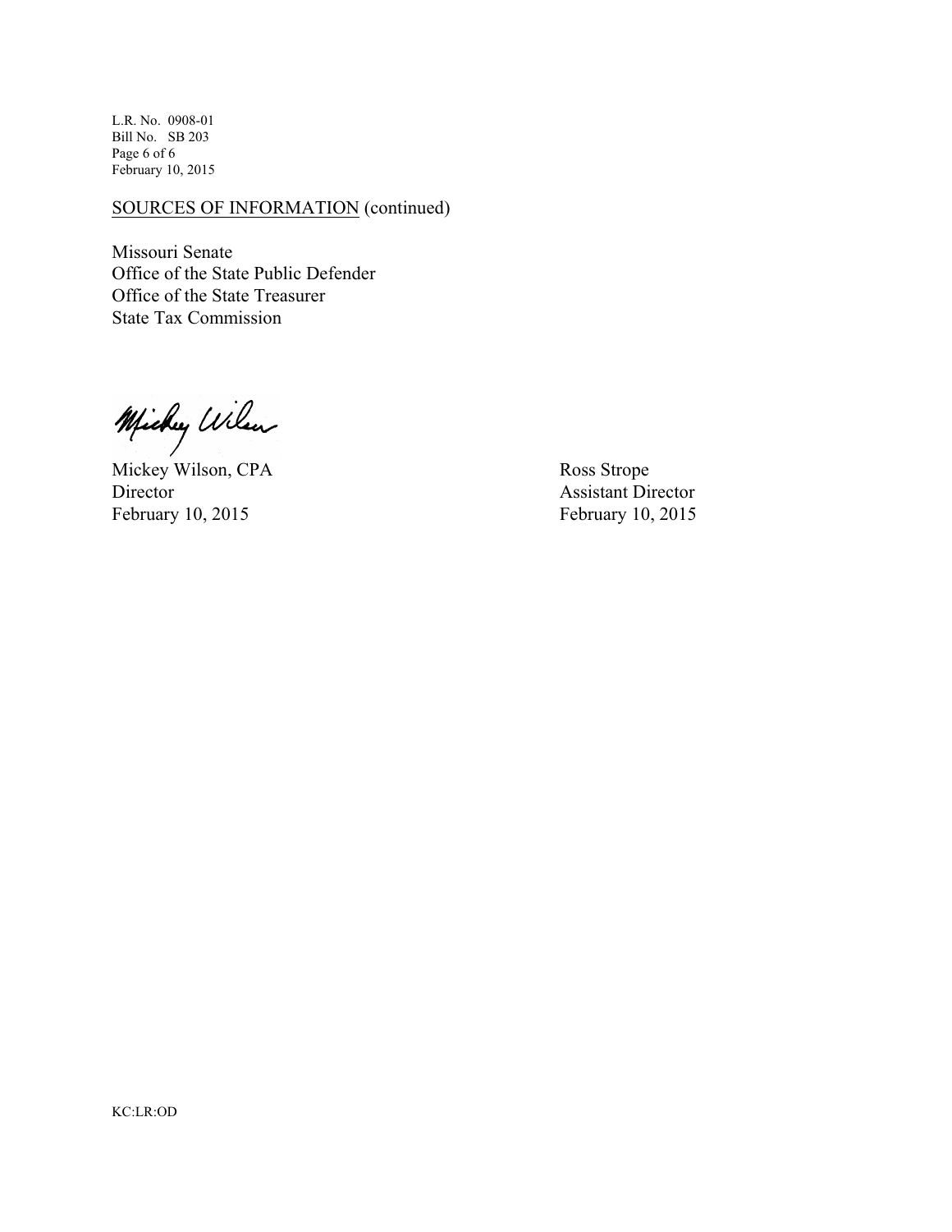SOURCES OF INFORMATION (continued)

Missouri Senate
Office of the State Public Defender
Office of the State Treasurer
State Tax Commission

Mickey Wilson, CPA
Director
February 10, 2015

Ross Strope
Assistant Director
February 10, 2015

KC:LR:OD